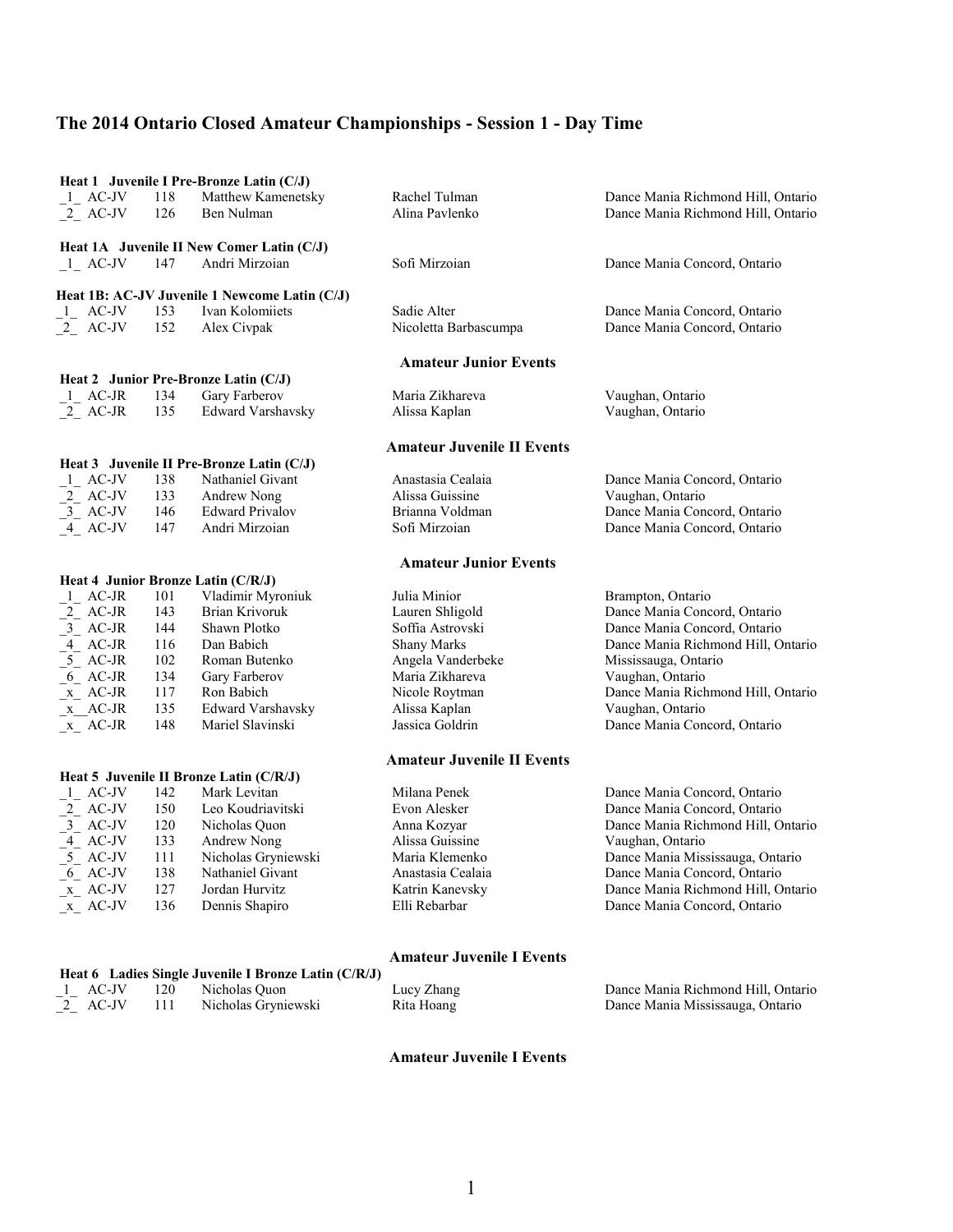# The 2014 Ontario Closed Amateur Championships - Session 1 - Day Time

**Heat 1 Juvenile I Pre-Bronze Latin (C/J)**

| Place | Category | No. | Leader | Partner | Studio |
|---|---|---|---|---|---|
| _1_ | AC-JV | 118 | Matthew Kamenetsky | Rachel Tulman | Dance Mania Richmond Hill, Ontario |
| _2_ | AC-JV | 126 | Ben Nulman | Alina Pavlenko | Dance Mania Richmond Hill, Ontario |

**Heat 1A Juvenile II New Comer Latin (C/J)**

| Place | Category | No. | Leader | Partner | Studio |
|---|---|---|---|---|---|
| _1_ | AC-JV | 147 | Andri Mirzoian | Sofi Mirzoian | Dance Mania Concord, Ontario |

**Heat 1B: AC-JV Juvenile 1 Newcome Latin (C/J)**

| Place | Category | No. | Leader | Partner | Studio |
|---|---|---|---|---|---|
| _1_ | AC-JV | 153 | Ivan Kolomiiets | Sadie Alter | Dance Mania Concord, Ontario |
| _2_ | AC-JV | 152 | Alex Civpak | Nicoletta Barbascumpa | Dance Mania Concord, Ontario |

**Amateur Junior Events**

**Heat 2 Junior Pre-Bronze Latin (C/J)**

| Place | Category | No. | Leader | Partner | Studio |
|---|---|---|---|---|---|
| _1_ | AC-JR | 134 | Gary Farberov | Maria Zikhareva | Vaughan, Ontario |
| _2_ | AC-JR | 135 | Edward Varshavsky | Alissa Kaplan | Vaughan, Ontario |

**Amateur Juvenile II Events**

**Heat 3 Juvenile II Pre-Bronze Latin (C/J)**

| Place | Category | No. | Leader | Partner | Studio |
|---|---|---|---|---|---|
| _1_ | AC-JV | 138 | Nathaniel Givant | Anastasia Cealaia | Dance Mania Concord, Ontario |
| _2_ | AC-JV | 133 | Andrew Nong | Alissa Guissine | Vaughan, Ontario |
| _3_ | AC-JV | 146 | Edward Privalov | Brianna Voldman | Dance Mania Concord, Ontario |
| _4_ | AC-JV | 147 | Andri Mirzoian | Sofi Mirzoian | Dance Mania Concord, Ontario |

**Amateur Junior Events**

**Heat 4 Junior Bronze Latin (C/R/J)**

| Place | Category | No. | Leader | Partner | Studio |
|---|---|---|---|---|---|
| _1_ | AC-JR | 101 | Vladimir Myroniuk | Julia Minior | Brampton, Ontario |
| _2_ | AC-JR | 143 | Brian Krivoruk | Lauren Shligold | Dance Mania Concord, Ontario |
| _3_ | AC-JR | 144 | Shawn Plotko | Soffia Astrovski | Dance Mania Concord, Ontario |
| _4_ | AC-JR | 116 | Dan Babich | Shany Marks | Dance Mania Richmond Hill, Ontario |
| _5_ | AC-JR | 102 | Roman Butenko | Angela Vanderbeke | Mississauga, Ontario |
| _6_ | AC-JR | 134 | Gary Farberov | Maria Zikhareva | Vaughan, Ontario |
| _x_ | AC-JR | 117 | Ron Babich | Nicole Roytman | Dance Mania Richmond Hill, Ontario |
| _x_ | AC-JR | 135 | Edward Varshavsky | Alissa Kaplan | Vaughan, Ontario |
| _x_ | AC-JR | 148 | Mariel Slavinski | Jassica Goldrin | Dance Mania Concord, Ontario |

**Amateur Juvenile II Events**

**Heat 5 Juvenile II Bronze Latin (C/R/J)**

| Place | Category | No. | Leader | Partner | Studio |
|---|---|---|---|---|---|
| _1_ | AC-JV | 142 | Mark Levitan | Milana Penek | Dance Mania Concord, Ontario |
| _2_ | AC-JV | 150 | Leo Koudriavitski | Evon Alesker | Dance Mania Concord, Ontario |
| _3_ | AC-JV | 120 | Nicholas Quon | Anna Kozyar | Dance Mania Richmond Hill, Ontario |
| _4_ | AC-JV | 133 | Andrew Nong | Alissa Guissine | Vaughan, Ontario |
| _5_ | AC-JV | 111 | Nicholas Gryniewski | Maria Klemenko | Dance Mania Mississauga, Ontario |
| _6_ | AC-JV | 138 | Nathaniel Givant | Anastasia Cealaia | Dance Mania Concord, Ontario |
| _x_ | AC-JV | 127 | Jordan Hurvitz | Katrin Kanevsky | Dance Mania Richmond Hill, Ontario |
| _x_ | AC-JV | 136 | Dennis Shapiro | Elli Rebarbar | Dance Mania Concord, Ontario |

**Amateur Juvenile I Events**

**Heat 6 Ladies Single Juvenile I Bronze Latin (C/R/J)**

| Place | Category | No. | Leader | Partner | Studio |
|---|---|---|---|---|---|
| _1_ | AC-JV | 120 | Nicholas Quon | Lucy Zhang | Dance Mania Richmond Hill, Ontario |
| _2_ | AC-JV | 111 | Nicholas Gryniewski | Rita Hoang | Dance Mania Mississauga, Ontario |

**Amateur Juvenile I Events**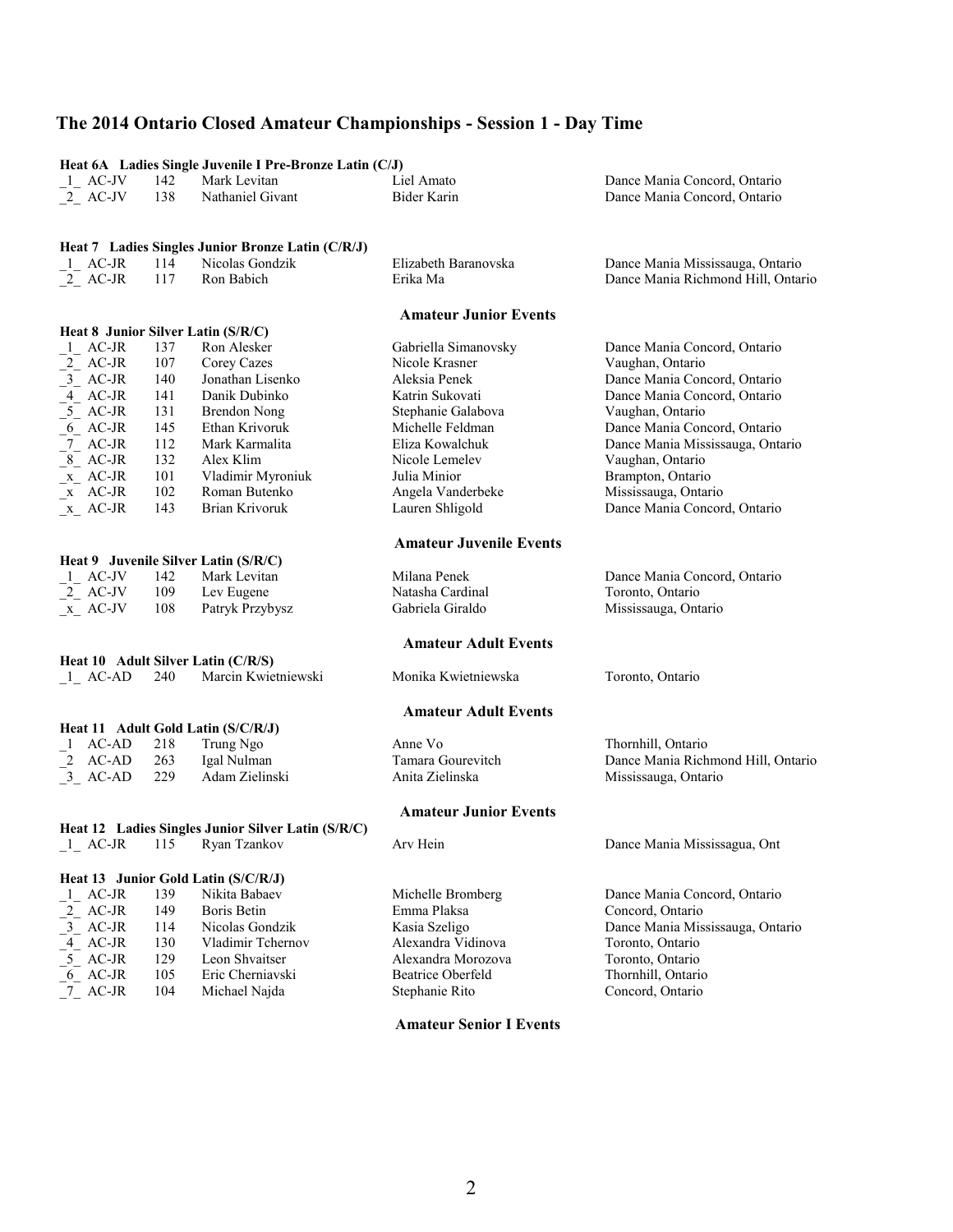## The 2014 Ontario Closed Amateur Championships - Session 1 - Day Time

**Heat 6A Ladies Single Juvenile I Pre-Bronze Latin (C/J)**

| | | | | | |
|---|---|---|---|---|---|
| _1_ | AC-JV | 142 | Mark Levitan | Liel Amato | Dance Mania Concord, Ontario |
| _2_ | AC-JV | 138 | Nathaniel Givant | Bider Karin | Dance Mania Concord, Ontario |

**Heat 7 Ladies Singles Junior Bronze Latin (C/R/J)**

| | | | | | |
|---|---|---|---|---|---|
| _1_ | AC-JR | 114 | Nicolas Gondzik | Elizabeth Baranovska | Dance Mania Mississauga, Ontario |
| _2_ | AC-JR | 117 | Ron Babich | Erika Ma | Dance Mania Richmond Hill, Ontario |

**Amateur Junior Events**

**Heat 8 Junior Silver Latin (S/R/C)**

| | | | | | |
|---|---|---|---|---|---|
| _1_ | AC-JR | 137 | Ron Alesker | Gabriella Simanovsky | Dance Mania Concord, Ontario |
| _2_ | AC-JR | 107 | Corey Cazes | Nicole Krasner | Vaughan, Ontario |
| _3_ | AC-JR | 140 | Jonathan Lisenko | Aleksia Penek | Dance Mania Concord, Ontario |
| _4_ | AC-JR | 141 | Danik Dubinko | Katrin Sukovati | Dance Mania Concord, Ontario |
| _5_ | AC-JR | 131 | Brendon Nong | Stephanie Galabova | Vaughan, Ontario |
| _6_ | AC-JR | 145 | Ethan Krivoruk | Michelle Feldman | Dance Mania Concord, Ontario |
| _7_ | AC-JR | 112 | Mark Karmalita | Eliza Kowalchuk | Dance Mania Mississauga, Ontario |
| _8_ | AC-JR | 132 | Alex Klim | Nicole Lemelev | Vaughan, Ontario |
| _x_ | AC-JR | 101 | Vladimir Myroniuk | Julia Minior | Brampton, Ontario |
| _x | AC-JR | 102 | Roman Butenko | Angela Vanderbeke | Mississauga, Ontario |
| _x_ | AC-JR | 143 | Brian Krivoruk | Lauren Shligold | Dance Mania Concord, Ontario |

**Amateur Juvenile Events**

**Heat 9 Juvenile Silver Latin (S/R/C)**

| | | | | | |
|---|---|---|---|---|---|
| _1_ | AC-JV | 142 | Mark Levitan | Milana Penek | Dance Mania Concord, Ontario |
| _2_ | AC-JV | 109 | Lev Eugene | Natasha Cardinal | Toronto, Ontario |
| _x_ | AC-JV | 108 | Patryk Przybysz | Gabriela Giraldo | Mississauga, Ontario |

**Amateur Adult Events**

**Heat 10 Adult Silver Latin (C/R/S)**

| | | | | | |
|---|---|---|---|---|---|
| _1_ | AC-AD | 240 | Marcin Kwietniewski | Monika Kwietniewska | Toronto, Ontario |

**Amateur Adult Events**

**Heat 11 Adult Gold Latin (S/C/R/J)**

| | | | | | |
|---|---|---|---|---|---|
| _1 | AC-AD | 218 | Trung Ngo | Anne Vo | Thornhill, Ontario |
| _2 | AC-AD | 263 | Igal Nulman | Tamara Gourevitch | Dance Mania Richmond Hill, Ontario |
| _3_ | AC-AD | 229 | Adam Zielinski | Anita Zielinska | Mississauga, Ontario |

**Amateur Junior Events**

**Heat 12 Ladies Singles Junior Silver Latin (S/R/C)**

| | | | | | |
|---|---|---|---|---|---|
| _1_ | AC-JR | 115 | Ryan Tzankov | Arv Hein | Dance Mania Mississagua, Ont |

**Heat 13 Junior Gold Latin (S/C/R/J)**

| | | | | | |
|---|---|---|---|---|---|
| _1_ | AC-JR | 139 | Nikita Babaev | Michelle Bromberg | Dance Mania Concord, Ontario |
| _2_ | AC-JR | 149 | Boris Betin | Emma Plaksa | Concord, Ontario |
| _3_ | AC-JR | 114 | Nicolas Gondzik | Kasia Szeligo | Dance Mania Mississauga, Ontario |
| _4_ | AC-JR | 130 | Vladimir Tchernov | Alexandra Vidinova | Toronto, Ontario |
| _5_ | AC-JR | 129 | Leon Shvaitser | Alexandra Morozova | Toronto, Ontario |
| _6_ | AC-JR | 105 | Eric Cherniavski | Beatrice Oberfeld | Thornhill, Ontario |
| _7_ | AC-JR | 104 | Michael Najda | Stephanie Rito | Concord, Ontario |

**Amateur Senior I Events**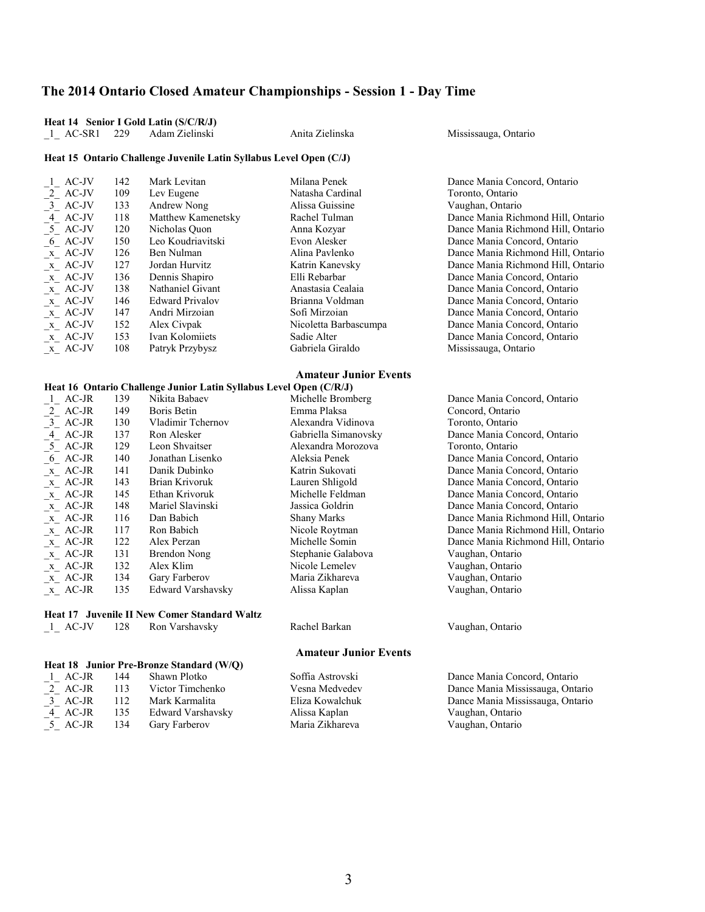# The 2014 Ontario Closed Amateur Championships - Session 1 - Day Time

**Heat 14 Senior I Gold Latin (S/C/R/J)**

| Place | Category | No. | Leader | Partner | Location |
|---|---|---|---|---|---|
| _1_ | AC-SR1 | 229 | Adam Zielinski | Anita Zielinska | Mississauga, Ontario |

**Heat 15 Ontario Challenge Juvenile Latin Syllabus Level Open (C/J)**

| Place | Category | No. | Leader | Partner | Location |
|---|---|---|---|---|---|
| _1_ | AC-JV | 142 | Mark Levitan | Milana Penek | Dance Mania Concord, Ontario |
| _2_ | AC-JV | 109 | Lev Eugene | Natasha Cardinal | Toronto, Ontario |
| _3_ | AC-JV | 133 | Andrew Nong | Alissa Guissine | Vaughan, Ontario |
| _4_ | AC-JV | 118 | Matthew Kamenetsky | Rachel Tulman | Dance Mania Richmond Hill, Ontario |
| _5_ | AC-JV | 120 | Nicholas Quon | Anna Kozyar | Dance Mania Richmond Hill, Ontario |
| _6_ | AC-JV | 150 | Leo Koudriavitski | Evon Alesker | Dance Mania Concord, Ontario |
| _x_ | AC-JV | 126 | Ben Nulman | Alina Pavlenko | Dance Mania Richmond Hill, Ontario |
| _x_ | AC-JV | 127 | Jordan Hurvitz | Katrin Kanevsky | Dance Mania Richmond Hill, Ontario |
| _x_ | AC-JV | 136 | Dennis Shapiro | Elli Rebarbar | Dance Mania Concord, Ontario |
| _x_ | AC-JV | 138 | Nathaniel Givant | Anastasia Cealaia | Dance Mania Concord, Ontario |
| _x_ | AC-JV | 146 | Edward Privalov | Brianna Voldman | Dance Mania Concord, Ontario |
| _x_ | AC-JV | 147 | Andri Mirzoian | Sofi Mirzoian | Dance Mania Concord, Ontario |
| _x_ | AC-JV | 152 | Alex Civpak | Nicoletta Barbascumpa | Dance Mania Concord, Ontario |
| _x_ | AC-JV | 153 | Ivan Kolomiiets | Sadie Alter | Dance Mania Concord, Ontario |
| _x_ | AC-JV | 108 | Patryk Przybysz | Gabriela Giraldo | Mississauga, Ontario |

## Amateur Junior Events

**Heat 16 Ontario Challenge Junior Latin Syllabus Level Open (C/R/J)**

| Place | Category | No. | Leader | Partner | Location |
|---|---|---|---|---|---|
| _1_ | AC-JR | 139 | Nikita Babaev | Michelle Bromberg | Dance Mania Concord, Ontario |
| _2_ | AC-JR | 149 | Boris Betin | Emma Plaksa | Concord, Ontario |
| _3_ | AC-JR | 130 | Vladimir Tchernov | Alexandra Vidinova | Toronto, Ontario |
| _4_ | AC-JR | 137 | Ron Alesker | Gabriella Simanovsky | Dance Mania Concord, Ontario |
| _5_ | AC-JR | 129 | Leon Shvaitser | Alexandra Morozova | Toronto, Ontario |
| _6_ | AC-JR | 140 | Jonathan Lisenko | Aleksia Penek | Dance Mania Concord, Ontario |
| _x_ | AC-JR | 141 | Danik Dubinko | Katrin Sukovati | Dance Mania Concord, Ontario |
| _x_ | AC-JR | 143 | Brian Krivoruk | Lauren Shligold | Dance Mania Concord, Ontario |
| _x_ | AC-JR | 145 | Ethan Krivoruk | Michelle Feldman | Dance Mania Concord, Ontario |
| _x_ | AC-JR | 148 | Mariel Slavinski | Jassica Goldrin | Dance Mania Concord, Ontario |
| _x_ | AC-JR | 116 | Dan Babich | Shany Marks | Dance Mania Richmond Hill, Ontario |
| _x_ | AC-JR | 117 | Ron Babich | Nicole Roytman | Dance Mania Richmond Hill, Ontario |
| _x_ | AC-JR | 122 | Alex Perzan | Michelle Somin | Dance Mania Richmond Hill, Ontario |
| _x_ | AC-JR | 131 | Brendon Nong | Stephanie Galabova | Vaughan, Ontario |
| _x_ | AC-JR | 132 | Alex Klim | Nicole Lemelev | Vaughan, Ontario |
| _x_ | AC-JR | 134 | Gary Farberov | Maria Zikhareva | Vaughan, Ontario |
| _x_ | AC-JR | 135 | Edward Varshavsky | Alissa Kaplan | Vaughan, Ontario |

**Heat 17 Juvenile II New Comer Standard Waltz**

| Place | Category | No. | Leader | Partner | Location |
|---|---|---|---|---|---|
| _1_ | AC-JV | 128 | Ron Varshavsky | Rachel Barkan | Vaughan, Ontario |

## Amateur Junior Events

**Heat 18 Junior Pre-Bronze Standard (W/Q)**

| Place | Category | No. | Leader | Partner | Location |
|---|---|---|---|---|---|
| _1_ | AC-JR | 144 | Shawn Plotko | Soffia Astrovski | Dance Mania Concord, Ontario |
| _2_ | AC-JR | 113 | Victor Timchenko | Vesna Medvedev | Dance Mania Mississauga, Ontario |
| _3_ | AC-JR | 112 | Mark Karmalita | Eliza Kowalchuk | Dance Mania Mississauga, Ontario |
| _4_ | AC-JR | 135 | Edward Varshavsky | Alissa Kaplan | Vaughan, Ontario |
| _5_ | AC-JR | 134 | Gary Farberov | Maria Zikhareva | Vaughan, Ontario |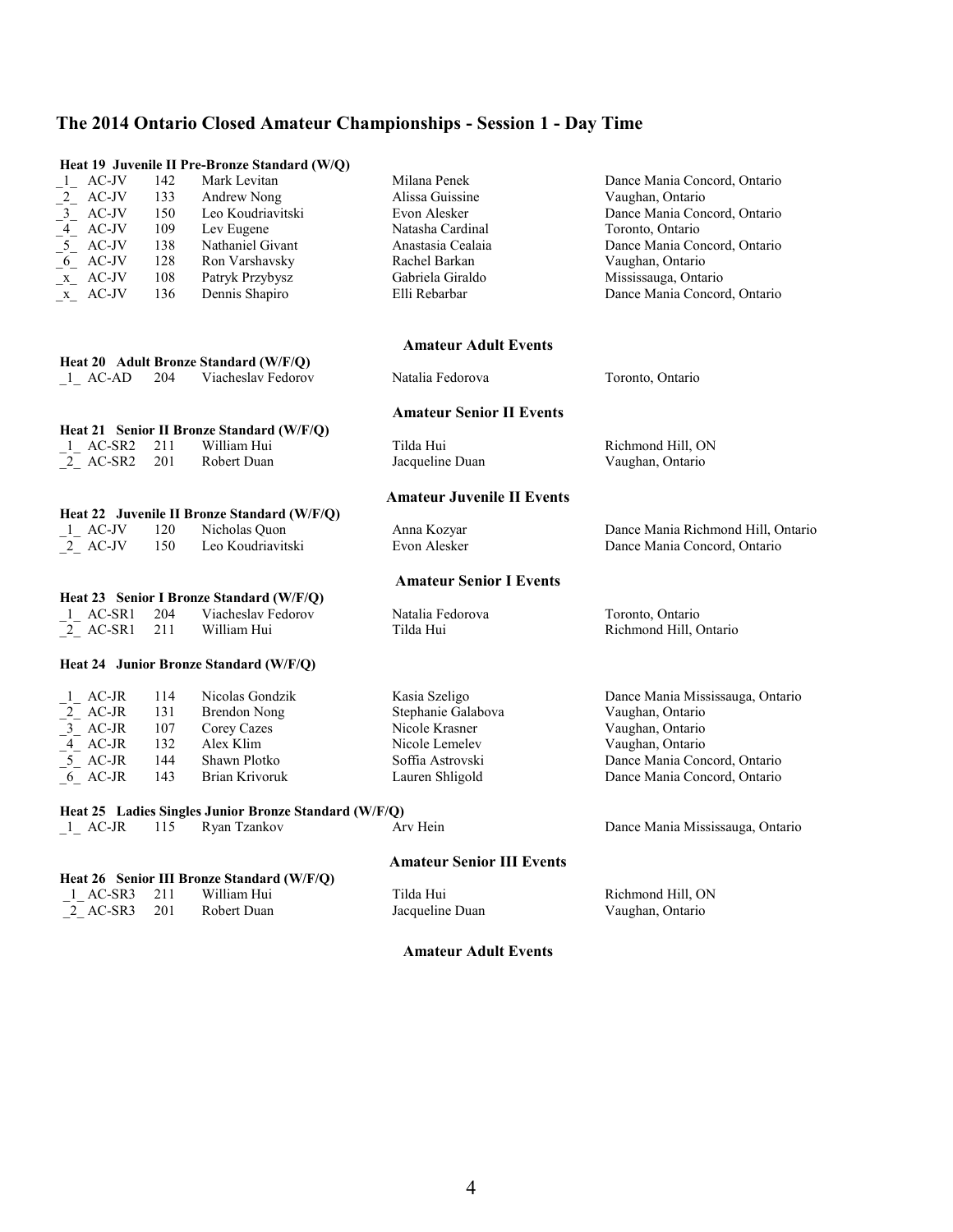## The 2014 Ontario Closed Amateur Championships - Session 1 - Day Time

**Heat 19 Juvenile II Pre-Bronze Standard (W/Q)**

| Place | Category | No. | Leader | Partner | Location |
|---|---|---|---|---|---|
| _1_ | AC-JV | 142 | Mark Levitan | Milana Penek | Dance Mania Concord, Ontario |
| _2_ | AC-JV | 133 | Andrew Nong | Alissa Guissine | Vaughan, Ontario |
| _3_ | AC-JV | 150 | Leo Koudriavitski | Evon Alesker | Dance Mania Concord, Ontario |
| _4_ | AC-JV | 109 | Lev Eugene | Natasha Cardinal | Toronto, Ontario |
| _5_ | AC-JV | 138 | Nathaniel Givant | Anastasia Cealaia | Dance Mania Concord, Ontario |
| _6_ | AC-JV | 128 | Ron Varshavsky | Rachel Barkan | Vaughan, Ontario |
| _x_ | AC-JV | 108 | Patryk Przybysz | Gabriela Giraldo | Mississauga, Ontario |
| _x_ | AC-JV | 136 | Dennis Shapiro | Elli Rebarbar | Dance Mania Concord, Ontario |

**Amateur Adult Events**

**Heat 20 Adult Bronze Standard (W/F/Q)**

| Place | Category | No. | Leader | Partner | Location |
|---|---|---|---|---|---|
| _1_ | AC-AD | 204 | Viacheslav Fedorov | Natalia Fedorova | Toronto, Ontario |

**Amateur Senior II Events**

**Heat 21 Senior II Bronze Standard (W/F/Q)**

| Place | Category | No. | Leader | Partner | Location |
|---|---|---|---|---|---|
| _1_ | AC-SR2 | 211 | William Hui | Tilda Hui | Richmond Hill, ON |
| _2_ | AC-SR2 | 201 | Robert Duan | Jacqueline Duan | Vaughan, Ontario |

**Amateur Juvenile II Events**

**Heat 22 Juvenile II Bronze Standard (W/F/Q)**

| Place | Category | No. | Leader | Partner | Location |
|---|---|---|---|---|---|
| _1_ | AC-JV | 120 | Nicholas Quon | Anna Kozyar | Dance Mania Richmond Hill, Ontario |
| _2_ | AC-JV | 150 | Leo Koudriavitski | Evon Alesker | Dance Mania Concord, Ontario |

**Amateur Senior I Events**

**Heat 23 Senior I Bronze Standard (W/F/Q)**

| Place | Category | No. | Leader | Partner | Location |
|---|---|---|---|---|---|
| _1_ | AC-SR1 | 204 | Viacheslav Fedorov | Natalia Fedorova | Toronto, Ontario |
| _2_ | AC-SR1 | 211 | William Hui | Tilda Hui | Richmond Hill, Ontario |

**Heat 24 Junior Bronze Standard (W/F/Q)**

| Place | Category | No. | Leader | Partner | Location |
|---|---|---|---|---|---|
| _1_ | AC-JR | 114 | Nicolas Gondzik | Kasia Szeligo | Dance Mania Mississauga, Ontario |
| _2_ | AC-JR | 131 | Brendon Nong | Stephanie Galabova | Vaughan, Ontario |
| _3_ | AC-JR | 107 | Corey Cazes | Nicole Krasner | Vaughan, Ontario |
| _4_ | AC-JR | 132 | Alex Klim | Nicole Lemelev | Vaughan, Ontario |
| _5_ | AC-JR | 144 | Shawn Plotko | Soffia Astrovski | Dance Mania Concord, Ontario |
| _6_ | AC-JR | 143 | Brian Krivoruk | Lauren Shligold | Dance Mania Concord, Ontario |

**Heat 25 Ladies Singles Junior Bronze Standard (W/F/Q)**

| Place | Category | No. | Leader | Partner | Location |
|---|---|---|---|---|---|
| _1_ | AC-JR | 115 | Ryan Tzankov | Arv Hein | Dance Mania Mississauga, Ontario |

**Amateur Senior III Events**

**Heat 26 Senior III Bronze Standard (W/F/Q)**

| Place | Category | No. | Leader | Partner | Location |
|---|---|---|---|---|---|
| _1_ | AC-SR3 | 211 | William Hui | Tilda Hui | Richmond Hill, ON |
| _2_ | AC-SR3 | 201 | Robert Duan | Jacqueline Duan | Vaughan, Ontario |

**Amateur Adult Events**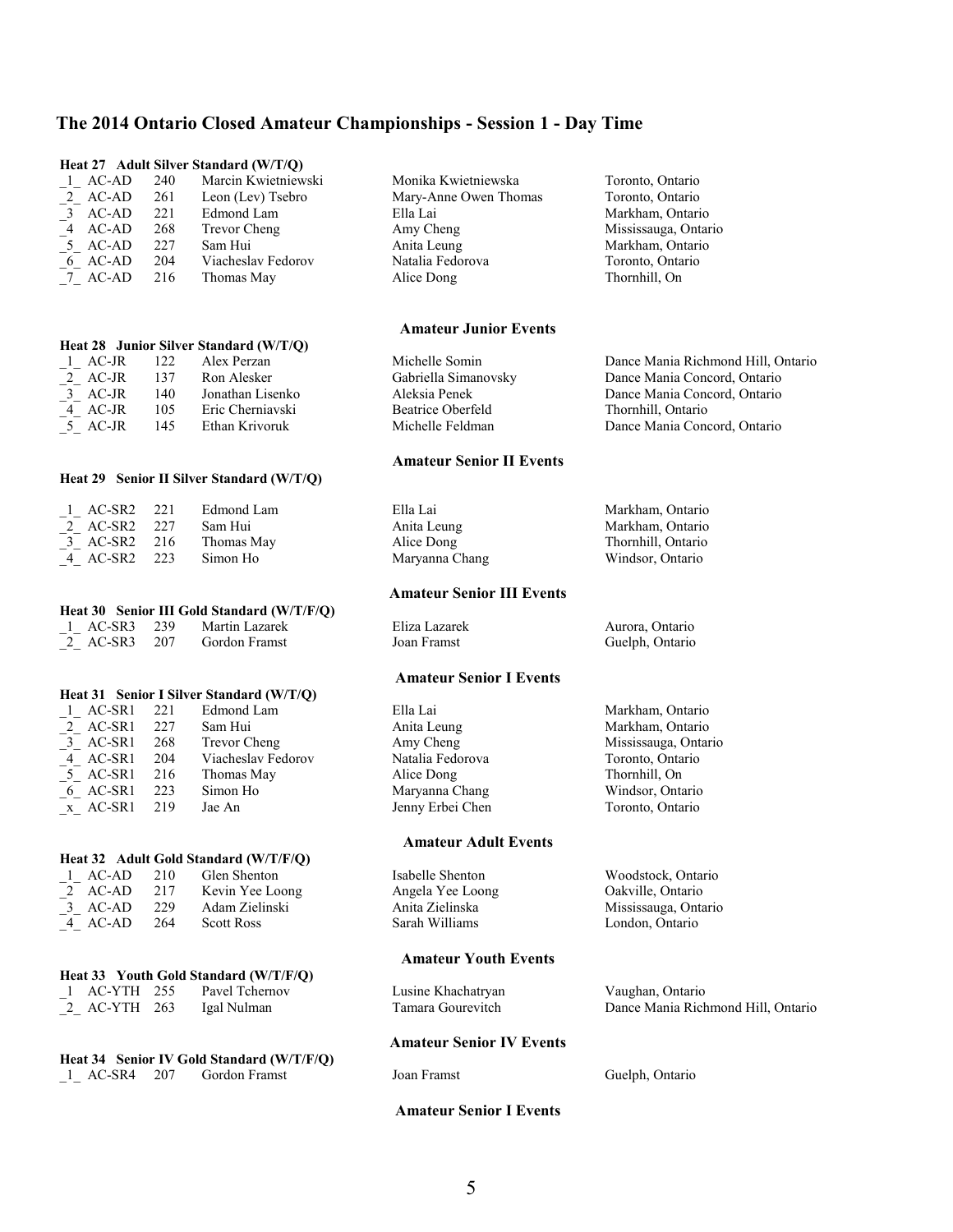## The 2014 Ontario Closed Amateur Championships - Session 1 - Day Time

**Heat 27 Adult Silver Standard (W/T/Q)**

| | | | | | |
|---|---|---|---|---|---|
| _1_ | AC-AD | 240 | Marcin Kwietniewski | Monika Kwietniewska | Toronto, Ontario |
| _2_ | AC-AD | 261 | Leon (Lev) Tsebro | Mary-Anne Owen Thomas | Toronto, Ontario |
| _3 | AC-AD | 221 | Edmond Lam | Ella Lai | Markham, Ontario |
| _4 | AC-AD | 268 | Trevor Cheng | Amy Cheng | Mississauga, Ontario |
| _5_ | AC-AD | 227 | Sam Hui | Anita Leung | Markham, Ontario |
| _6_ | AC-AD | 204 | Viacheslav Fedorov | Natalia Fedorova | Toronto, Ontario |
| _7_ | AC-AD | 216 | Thomas May | Alice Dong | Thornhill, On |

**Amateur Junior Events**

**Heat 28 Junior Silver Standard (W/T/Q)**

| | | | | | |
|---|---|---|---|---|---|
| _1_ | AC-JR | 122 | Alex Perzan | Michelle Somin | Dance Mania Richmond Hill, Ontario |
| _2_ | AC-JR | 137 | Ron Alesker | Gabriella Simanovsky | Dance Mania Concord, Ontario |
| _3_ | AC-JR | 140 | Jonathan Lisenko | Aleksia Penek | Dance Mania Concord, Ontario |
| _4_ | AC-JR | 105 | Eric Cherniavski | Beatrice Oberfeld | Thornhill, Ontario |
| _5_ | AC-JR | 145 | Ethan Krivoruk | Michelle Feldman | Dance Mania Concord, Ontario |

**Amateur Senior II Events**

**Heat 29 Senior II Silver Standard (W/T/Q)**

| | | | | | |
|---|---|---|---|---|---|
| _1_ | AC-SR2 | 221 | Edmond Lam | Ella Lai | Markham, Ontario |
| _2_ | AC-SR2 | 227 | Sam Hui | Anita Leung | Markham, Ontario |
| _3_ | AC-SR2 | 216 | Thomas May | Alice Dong | Thornhill, Ontario |
| _4_ | AC-SR2 | 223 | Simon Ho | Maryanna Chang | Windsor, Ontario |

**Amateur Senior III Events**

**Heat 30 Senior III Gold Standard (W/T/F/Q)**

| | | | | | |
|---|---|---|---|---|---|
| _1_ | AC-SR3 | 239 | Martin Lazarek | Eliza Lazarek | Aurora, Ontario |
| _2_ | AC-SR3 | 207 | Gordon Framst | Joan Framst | Guelph, Ontario |

**Amateur Senior I Events**

**Heat 31 Senior I Silver Standard (W/T/Q)**

| | | | | | |
|---|---|---|---|---|---|
| _1_ | AC-SR1 | 221 | Edmond Lam | Ella Lai | Markham, Ontario |
| _2_ | AC-SR1 | 227 | Sam Hui | Anita Leung | Markham, Ontario |
| _3_ | AC-SR1 | 268 | Trevor Cheng | Amy Cheng | Mississauga, Ontario |
| _4_ | AC-SR1 | 204 | Viacheslav Fedorov | Natalia Fedorova | Toronto, Ontario |
| _5_ | AC-SR1 | 216 | Thomas May | Alice Dong | Thornhill, On |
| _6_ | AC-SR1 | 223 | Simon Ho | Maryanna Chang | Windsor, Ontario |
| _x_ | AC-SR1 | 219 | Jae An | Jenny Erbei Chen | Toronto, Ontario |

**Amateur Adult Events**

**Heat 32 Adult Gold Standard (W/T/F/Q)**

| | | | | | |
|---|---|---|---|---|---|
| _1_ | AC-AD | 210 | Glen Shenton | Isabelle Shenton | Woodstock, Ontario |
| _2 | AC-AD | 217 | Kevin Yee Loong | Angela Yee Loong | Oakville, Ontario |
| _3_ | AC-AD | 229 | Adam Zielinski | Anita Zielinska | Mississauga, Ontario |
| _4_ | AC-AD | 264 | Scott Ross | Sarah Williams | London, Ontario |

**Amateur Youth Events**

**Heat 33 Youth Gold Standard (W/T/F/Q)**

| | | | | | |
|---|---|---|---|---|---|
| _1 | AC-YTH | 255 | Pavel Tchernov | Lusine Khachatryan | Vaughan, Ontario |
| _2_ | AC-YTH | 263 | Igal Nulman | Tamara Gourevitch | Dance Mania Richmond Hill, Ontario |

**Amateur Senior IV Events**

**Heat 34 Senior IV Gold Standard (W/T/F/Q)**

| | | | | | |
|---|---|---|---|---|---|
| _1_ | AC-SR4 | 207 | Gordon Framst | Joan Framst | Guelph, Ontario |

**Amateur Senior I Events**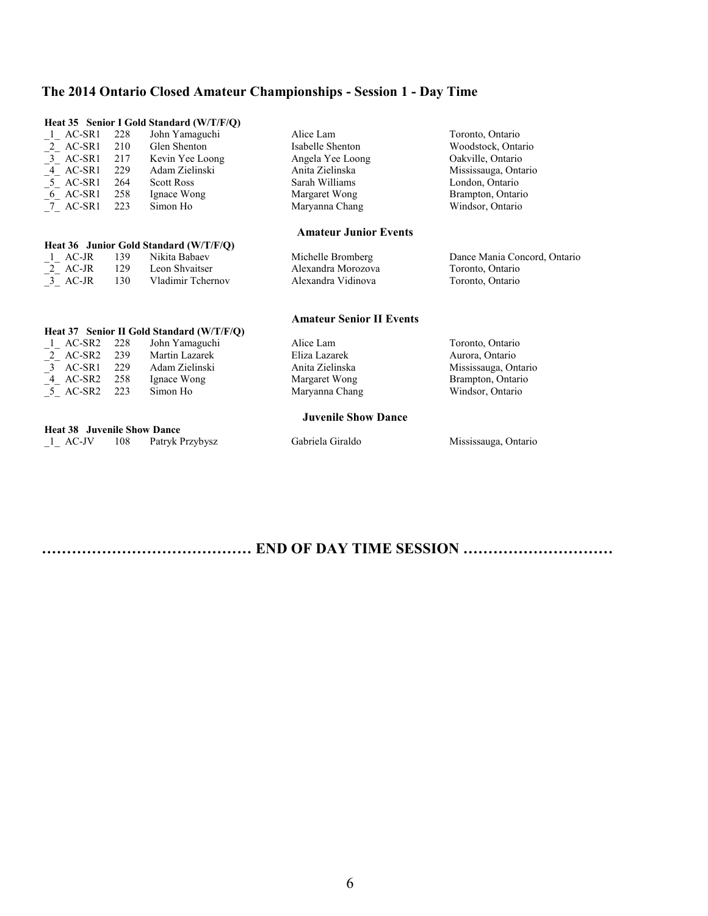## The 2014 Ontario Closed Amateur Championships - Session 1 - Day Time

**Heat 35 Senior I Gold Standard (W/T/F/Q)**

| | | | | | |
|---|---|---|---|---|---|
| _1_ | AC-SR1 | 228 | John Yamaguchi | Alice Lam | Toronto, Ontario |
| _2_ | AC-SR1 | 210 | Glen Shenton | Isabelle Shenton | Woodstock, Ontario |
| _3_ | AC-SR1 | 217 | Kevin Yee Loong | Angela Yee Loong | Oakville, Ontario |
| _4_ | AC-SR1 | 229 | Adam Zielinski | Anita Zielinska | Mississauga, Ontario |
| _5_ | AC-SR1 | 264 | Scott Ross | Sarah Williams | London, Ontario |
| _6_ | AC-SR1 | 258 | Ignace Wong | Margaret Wong | Brampton, Ontario |
| _7_ | AC-SR1 | 223 | Simon Ho | Maryanna Chang | Windsor, Ontario |

**Amateur Junior Events**

**Heat 36 Junior Gold Standard (W/T/F/Q)**

| | | | | | |
|---|---|---|---|---|---|
| _1_ | AC-JR | 139 | Nikita Babaev | Michelle Bromberg | Dance Mania Concord, Ontario |
| _2_ | AC-JR | 129 | Leon Shvaitser | Alexandra Morozova | Toronto, Ontario |
| _3_ | AC-JR | 130 | Vladimir Tchernov | Alexandra Vidinova | Toronto, Ontario |

**Amateur Senior II Events**

**Heat 37 Senior II Gold Standard (W/T/F/Q)**

| | | | | | |
|---|---|---|---|---|---|
| _1_ | AC-SR2 | 228 | John Yamaguchi | Alice Lam | Toronto, Ontario |
| _2_ | AC-SR2 | 239 | Martin Lazarek | Eliza Lazarek | Aurora, Ontario |
| _3 | AC-SR1 | 229 | Adam Zielinski | Anita Zielinska | Mississauga, Ontario |
| _4_ | AC-SR2 | 258 | Ignace Wong | Margaret Wong | Brampton, Ontario |
| _5_ | AC-SR2 | 223 | Simon Ho | Maryanna Chang | Windsor, Ontario |

**Juvenile Show Dance**

**Heat 38 Juvenile Show Dance**

| | | | | | |
|---|---|---|---|---|---|
| _1_ | AC-JV | 108 | Patryk Przybysz | Gabriela Giraldo | Mississauga, Ontario |

**…………………………………… END OF DAY TIME SESSION ………………………….**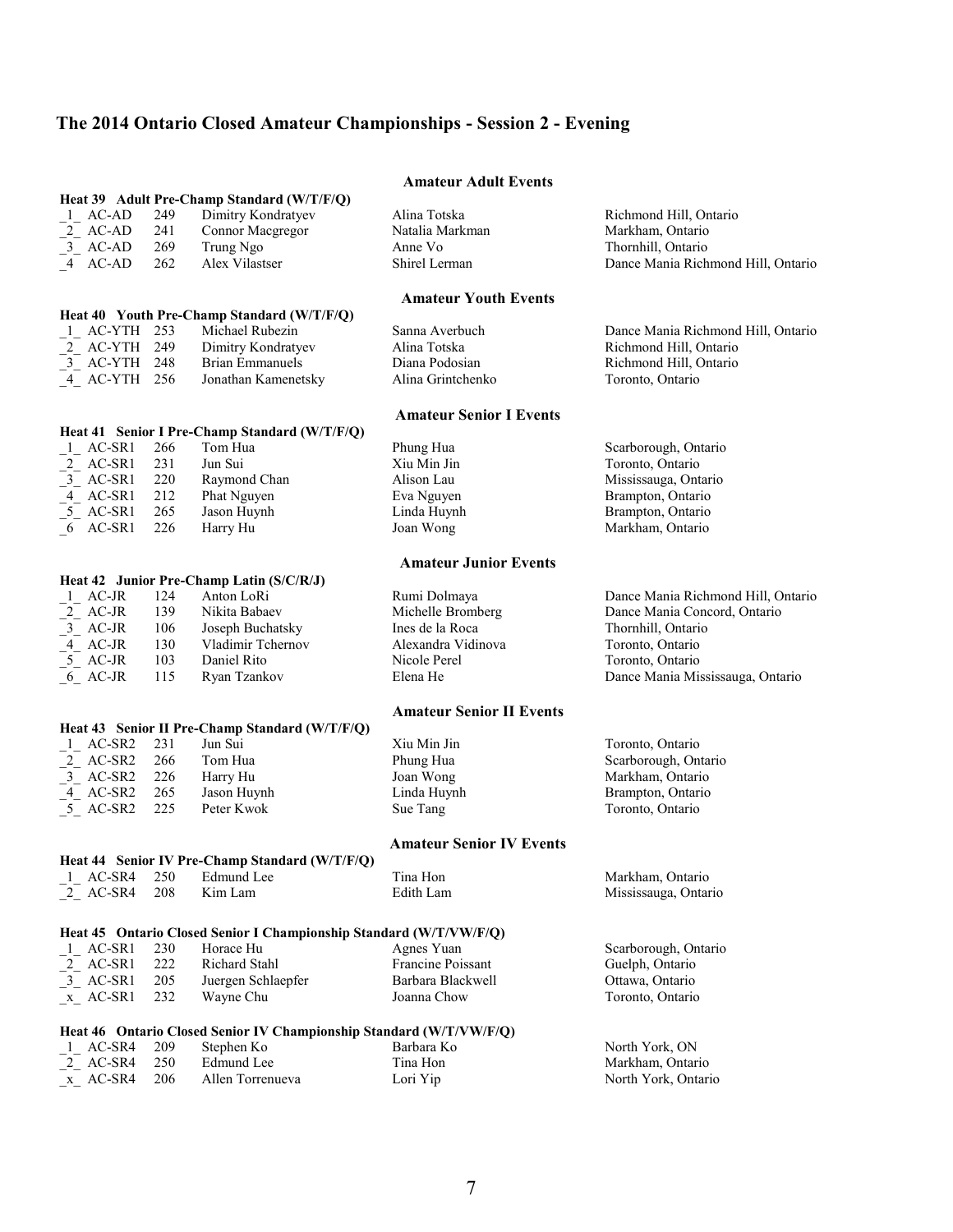# The 2014 Ontario Closed Amateur Championships - Session 2 - Evening

## Amateur Adult Events

### Heat 39 Adult Pre-Champ Standard (W/T/F/Q)

| Place | Category | No. | Leader | Partner | Location |
|---|---|---|---|---|---|
| _1_ | AC-AD | 249 | Dimitry Kondratyev | Alina Totska | Richmond Hill, Ontario |
| _2_ | AC-AD | 241 | Connor Macgregor | Natalia Markman | Markham, Ontario |
| _3_ | AC-AD | 269 | Trung Ngo | Anne Vo | Thornhill, Ontario |
| _4_ | AC-AD | 262 | Alex Vilastser | Shirel Lerman | Dance Mania Richmond Hill, Ontario |

## Amateur Youth Events

### Heat 40 Youth Pre-Champ Standard (W/T/F/Q)

| Place | Category | No. | Leader | Partner | Location |
|---|---|---|---|---|---|
| _1_ | AC-YTH | 253 | Michael Rubezin | Sanna Averbuch | Dance Mania Richmond Hill, Ontario |
| _2_ | AC-YTH | 249 | Dimitry Kondratyev | Alina Totska | Richmond Hill, Ontario |
| _3_ | AC-YTH | 248 | Brian Emmanuels | Diana Podosian | Richmond Hill, Ontario |
| _4_ | AC-YTH | 256 | Jonathan Kamenetsky | Alina Grintchenko | Toronto, Ontario |

## Amateur Senior I Events

### Heat 41 Senior I Pre-Champ Standard (W/T/F/Q)

| Place | Category | No. | Leader | Partner | Location |
|---|---|---|---|---|---|
| _1_ | AC-SR1 | 266 | Tom Hua | Phung Hua | Scarborough, Ontario |
| _2_ | AC-SR1 | 231 | Jun Sui | Xiu Min Jin | Toronto, Ontario |
| _3_ | AC-SR1 | 220 | Raymond Chan | Alison Lau | Mississauga, Ontario |
| _4_ | AC-SR1 | 212 | Phat Nguyen | Eva Nguyen | Brampton, Ontario |
| _5_ | AC-SR1 | 265 | Jason Huynh | Linda Huynh | Brampton, Ontario |
| _6_ | AC-SR1 | 226 | Harry Hu | Joan Wong | Markham, Ontario |

## Amateur Junior Events

### Heat 42 Junior Pre-Champ Latin (S/C/R/J)

| Place | Category | No. | Leader | Partner | Location |
|---|---|---|---|---|---|
| _1_ | AC-JR | 124 | Anton LoRi | Rumi Dolmaya | Dance Mania Richmond Hill, Ontario |
| _2_ | AC-JR | 139 | Nikita Babaev | Michelle Bromberg | Dance Mania Concord, Ontario |
| _3_ | AC-JR | 106 | Joseph Buchatsky | Ines de la Roca | Thornhill, Ontario |
| _4_ | AC-JR | 130 | Vladimir Tchernov | Alexandra Vidinova | Toronto, Ontario |
| _5_ | AC-JR | 103 | Daniel Rito | Nicole Perel | Toronto, Ontario |
| _6_ | AC-JR | 115 | Ryan Tzankov | Elena He | Dance Mania Mississauga, Ontario |

## Amateur Senior II Events

### Heat 43 Senior II Pre-Champ Standard (W/T/F/Q)

| Place | Category | No. | Leader | Partner | Location |
|---|---|---|---|---|---|
| _1_ | AC-SR2 | 231 | Jun Sui | Xiu Min Jin | Toronto, Ontario |
| _2_ | AC-SR2 | 266 | Tom Hua | Phung Hua | Scarborough, Ontario |
| _3_ | AC-SR2 | 226 | Harry Hu | Joan Wong | Markham, Ontario |
| _4_ | AC-SR2 | 265 | Jason Huynh | Linda Huynh | Brampton, Ontario |
| _5_ | AC-SR2 | 225 | Peter Kwok | Sue Tang | Toronto, Ontario |

## Amateur Senior IV Events

### Heat 44 Senior IV Pre-Champ Standard (W/T/F/Q)

| Place | Category | No. | Leader | Partner | Location |
|---|---|---|---|---|---|
| _1_ | AC-SR4 | 250 | Edmund Lee | Tina Hon | Markham, Ontario |
| _2_ | AC-SR4 | 208 | Kim Lam | Edith Lam | Mississauga, Ontario |

### Heat 45 Ontario Closed Senior I Championship Standard (W/T/VW/F/Q)

| Place | Category | No. | Leader | Partner | Location |
|---|---|---|---|---|---|
| _1_ | AC-SR1 | 230 | Horace Hu | Agnes Yuan | Scarborough, Ontario |
| _2_ | AC-SR1 | 222 | Richard Stahl | Francine Poissant | Guelph, Ontario |
| _3_ | AC-SR1 | 205 | Juergen Schlaepfer | Barbara Blackwell | Ottawa, Ontario |
| _x_ | AC-SR1 | 232 | Wayne Chu | Joanna Chow | Toronto, Ontario |

### Heat 46 Ontario Closed Senior IV Championship Standard (W/T/VW/F/Q)

| Place | Category | No. | Leader | Partner | Location |
|---|---|---|---|---|---|
| _1_ | AC-SR4 | 209 | Stephen Ko | Barbara Ko | North York, ON |
| _2_ | AC-SR4 | 250 | Edmund Lee | Tina Hon | Markham, Ontario |
| _x_ | AC-SR4 | 206 | Allen Torrenueva | Lori Yip | North York, Ontario |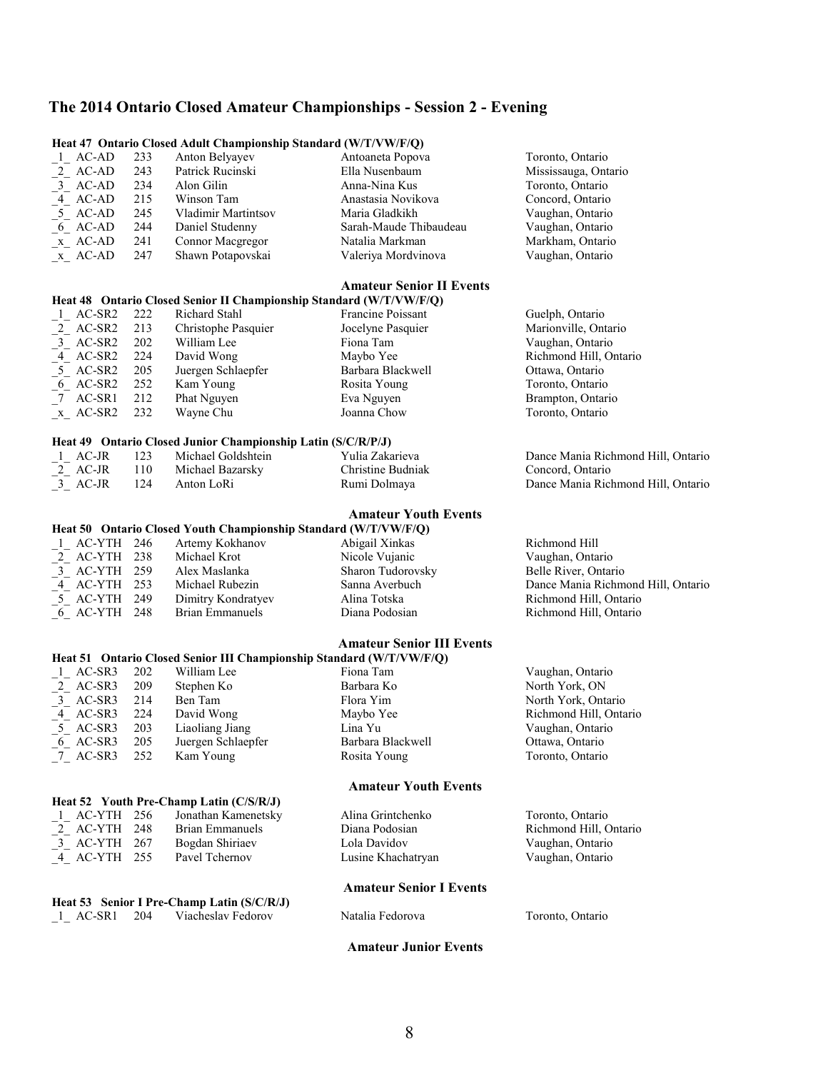## The 2014 Ontario Closed Amateur Championships - Session 2 - Evening

**Heat 47 Ontario Closed Adult Championship Standard (W/T/VW/F/Q)**

| Place | Category | No. | Leader | Partner | Location |
|---|---|---|---|---|---|
| _1_ | AC-AD | 233 | Anton Belyayev | Antoaneta Popova | Toronto, Ontario |
| _2_ | AC-AD | 243 | Patrick Rucinski | Ella Nusenbaum | Mississauga, Ontario |
| _3_ | AC-AD | 234 | Alon Gilin | Anna-Nina Kus | Toronto, Ontario |
| _4_ | AC-AD | 215 | Winson Tam | Anastasia Novikova | Concord, Ontario |
| _5_ | AC-AD | 245 | Vladimir Martintsov | Maria Gladkikh | Vaughan, Ontario |
| _6_ | AC-AD | 244 | Daniel Studenny | Sarah-Maude Thibaudeau | Vaughan, Ontario |
| _x_ | AC-AD | 241 | Connor Macgregor | Natalia Markman | Markham, Ontario |
| _x_ | AC-AD | 247 | Shawn Potapovskai | Valeriya Mordvinova | Vaughan, Ontario |

### Amateur Senior II Events

**Heat 48 Ontario Closed Senior II Championship Standard (W/T/VW/F/Q)**

| Place | Category | No. | Leader | Partner | Location |
|---|---|---|---|---|---|
| _1_ | AC-SR2 | 222 | Richard Stahl | Francine Poissant | Guelph, Ontario |
| _2_ | AC-SR2 | 213 | Christophe Pasquier | Jocelyne Pasquier | Marionville, Ontario |
| _3_ | AC-SR2 | 202 | William Lee | Fiona Tam | Vaughan, Ontario |
| _4_ | AC-SR2 | 224 | David Wong | Maybo Yee | Richmond Hill, Ontario |
| _5_ | AC-SR2 | 205 | Juergen Schlaepfer | Barbara Blackwell | Ottawa, Ontario |
| _6_ | AC-SR2 | 252 | Kam Young | Rosita Young | Toronto, Ontario |
| _7_ | AC-SR1 | 212 | Phat Nguyen | Eva Nguyen | Brampton, Ontario |
| _x_ | AC-SR2 | 232 | Wayne Chu | Joanna Chow | Toronto, Ontario |

**Heat 49 Ontario Closed Junior Championship Latin (S/C/R/P/J)**

| Place | Category | No. | Leader | Partner | Location |
|---|---|---|---|---|---|
| _1_ | AC-JR | 123 | Michael Goldshtein | Yulia Zakarieva | Dance Mania Richmond Hill, Ontario |
| _2_ | AC-JR | 110 | Michael Bazarsky | Christine Budniak | Concord, Ontario |
| _3_ | AC-JR | 124 | Anton LoRi | Rumi Dolmaya | Dance Mania Richmond Hill, Ontario |

### Amateur Youth Events

**Heat 50 Ontario Closed Youth Championship Standard (W/T/VW/F/Q)**

| Place | Category | No. | Leader | Partner | Location |
|---|---|---|---|---|---|
| _1_ | AC-YTH | 246 | Artemy Kokhanov | Abigail Xinkas | Richmond Hill |
| _2_ | AC-YTH | 238 | Michael Krot | Nicole Vujanic | Vaughan, Ontario |
| _3_ | AC-YTH | 259 | Alex Maslanka | Sharon Tudorovsky | Belle River, Ontario |
| _4_ | AC-YTH | 253 | Michael Rubezin | Sanna Averbuch | Dance Mania Richmond Hill, Ontario |
| _5_ | AC-YTH | 249 | Dimitry Kondratyev | Alina Totska | Richmond Hill, Ontario |
| _6_ | AC-YTH | 248 | Brian Emmanuels | Diana Podosian | Richmond Hill, Ontario |

### Amateur Senior III Events

**Heat 51 Ontario Closed Senior III Championship Standard (W/T/VW/F/Q)**

| Place | Category | No. | Leader | Partner | Location |
|---|---|---|---|---|---|
| _1_ | AC-SR3 | 202 | William Lee | Fiona Tam | Vaughan, Ontario |
| _2_ | AC-SR3 | 209 | Stephen Ko | Barbara Ko | North York, ON |
| _3_ | AC-SR3 | 214 | Ben Tam | Flora Yim | North York, Ontario |
| _4_ | AC-SR3 | 224 | David Wong | Maybo Yee | Richmond Hill, Ontario |
| _5_ | AC-SR3 | 203 | Liaoliang Jiang | Lina Yu | Vaughan, Ontario |
| _6_ | AC-SR3 | 205 | Juergen Schlaepfer | Barbara Blackwell | Ottawa, Ontario |
| _7_ | AC-SR3 | 252 | Kam Young | Rosita Young | Toronto, Ontario |

### Amateur Youth Events

**Heat 52 Youth Pre-Champ Latin (C/S/R/J)**

| Place | Category | No. | Leader | Partner | Location |
|---|---|---|---|---|---|
| _1_ | AC-YTH | 256 | Jonathan Kamenetsky | Alina Grintchenko | Toronto, Ontario |
| _2_ | AC-YTH | 248 | Brian Emmanuels | Diana Podosian | Richmond Hill, Ontario |
| _3_ | AC-YTH | 267 | Bogdan Shiriaev | Lola Davidov | Vaughan, Ontario |
| _4_ | AC-YTH | 255 | Pavel Tchernov | Lusine Khachatryan | Vaughan, Ontario |

### Amateur Senior I Events

**Heat 53 Senior I Pre-Champ Latin (S/C/R/J)**

| Place | Category | No. | Leader | Partner | Location |
|---|---|---|---|---|---|
| _1_ | AC-SR1 | 204 | Viacheslav Fedorov | Natalia Fedorova | Toronto, Ontario |

### Amateur Junior Events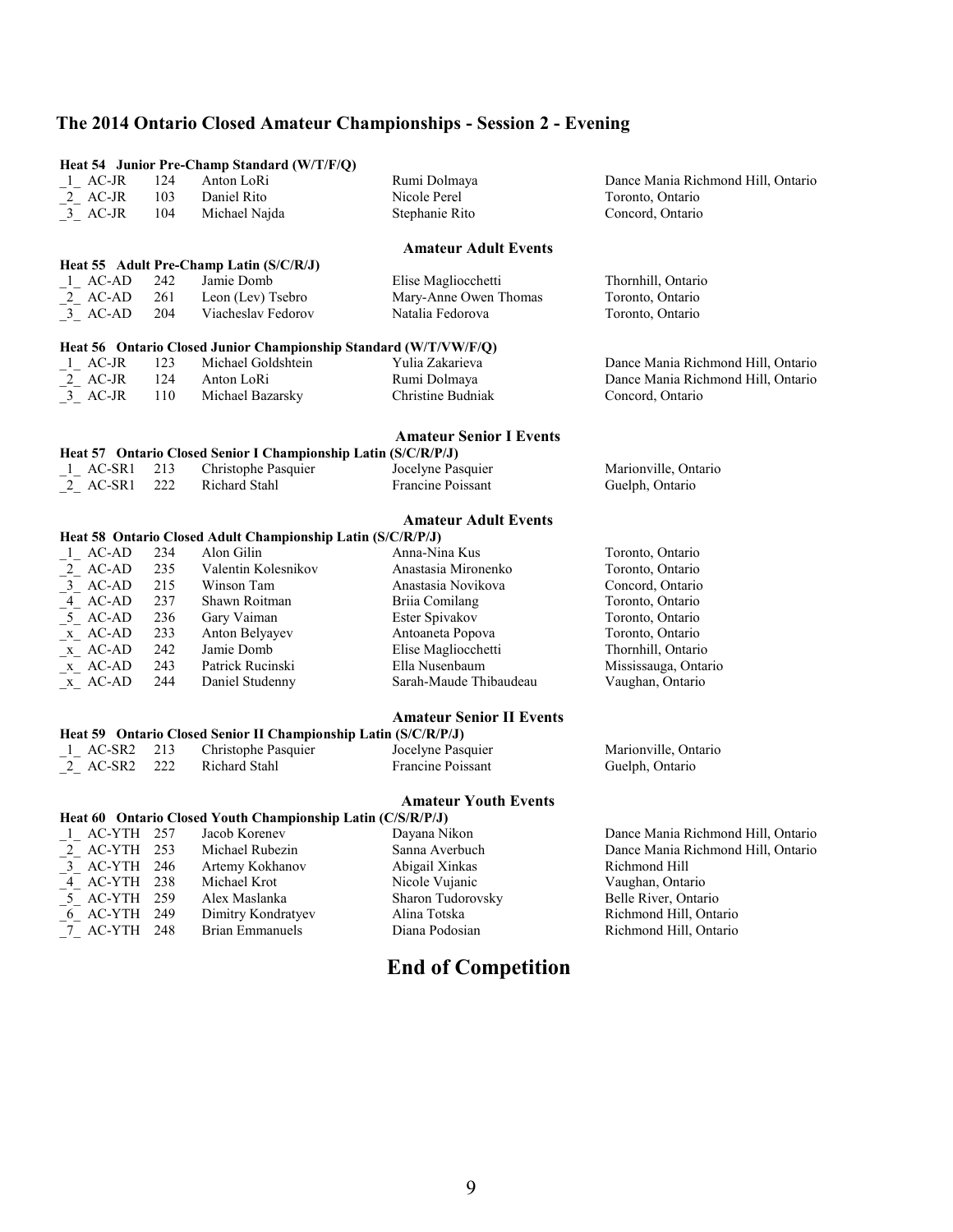## The 2014 Ontario Closed Amateur Championships - Session 2 - Evening

**Heat 54 Junior Pre-Champ Standard (W/T/F/Q)**

| | | | | | |
|---|---|---|---|---|---|
| _1_ | AC-JR | 124 | Anton LoRi | Rumi Dolmaya | Dance Mania Richmond Hill, Ontario |
| _2_ | AC-JR | 103 | Daniel Rito | Nicole Perel | Toronto, Ontario |
| _3_ | AC-JR | 104 | Michael Najda | Stephanie Rito | Concord, Ontario |

**Amateur Adult Events**

**Heat 55 Adult Pre-Champ Latin (S/C/R/J)**

| | | | | | |
|---|---|---|---|---|---|
| _1_ | AC-AD | 242 | Jamie Domb | Elise Magliocchetti | Thornhill, Ontario |
| _2_ | AC-AD | 261 | Leon (Lev) Tsebro | Mary-Anne Owen Thomas | Toronto, Ontario |
| _3_ | AC-AD | 204 | Viacheslav Fedorov | Natalia Fedorova | Toronto, Ontario |

**Heat 56 Ontario Closed Junior Championship Standard (W/T/VW/F/Q)**

| | | | | | |
|---|---|---|---|---|---|
| _1_ | AC-JR | 123 | Michael Goldshtein | Yulia Zakarieva | Dance Mania Richmond Hill, Ontario |
| _2_ | AC-JR | 124 | Anton LoRi | Rumi Dolmaya | Dance Mania Richmond Hill, Ontario |
| _3_ | AC-JR | 110 | Michael Bazarsky | Christine Budniak | Concord, Ontario |

**Amateur Senior I Events**

**Heat 57 Ontario Closed Senior I Championship Latin (S/C/R/P/J)**

| | | | | | |
|---|---|---|---|---|---|
| _1_ | AC-SR1 | 213 | Christophe Pasquier | Jocelyne Pasquier | Marionville, Ontario |
| _2_ | AC-SR1 | 222 | Richard Stahl | Francine Poissant | Guelph, Ontario |

**Amateur Adult Events**

**Heat 58 Ontario Closed Adult Championship Latin (S/C/R/P/J)**

| | | | | | |
|---|---|---|---|---|---|
| _1_ | AC-AD | 234 | Alon Gilin | Anna-Nina Kus | Toronto, Ontario |
| _2_ | AC-AD | 235 | Valentin Kolesnikov | Anastasia Mironenko | Toronto, Ontario |
| _3_ | AC-AD | 215 | Winson Tam | Anastasia Novikova | Concord, Ontario |
| _4_ | AC-AD | 237 | Shawn Roitman | Briia Comilang | Toronto, Ontario |
| _5_ | AC-AD | 236 | Gary Vaiman | Ester Spivakov | Toronto, Ontario |
| _x_ | AC-AD | 233 | Anton Belyayev | Antoaneta Popova | Toronto, Ontario |
| _x_ | AC-AD | 242 | Jamie Domb | Elise Magliocchetti | Thornhill, Ontario |
| _x_ | AC-AD | 243 | Patrick Rucinski | Ella Nusenbaum | Mississauga, Ontario |
| _x_ | AC-AD | 244 | Daniel Studenny | Sarah-Maude Thibaudeau | Vaughan, Ontario |

**Amateur Senior II Events**

**Heat 59 Ontario Closed Senior II Championship Latin (S/C/R/P/J)**

| | | | | | |
|---|---|---|---|---|---|
| _1_ | AC-SR2 | 213 | Christophe Pasquier | Jocelyne Pasquier | Marionville, Ontario |
| _2_ | AC-SR2 | 222 | Richard Stahl | Francine Poissant | Guelph, Ontario |

**Amateur Youth Events**

**Heat 60 Ontario Closed Youth Championship Latin (C/S/R/P/J)**

| | | | | | |
|---|---|---|---|---|---|
| _1_ | AC-YTH | 257 | Jacob Korenev | Dayana Nikon | Dance Mania Richmond Hill, Ontario |
| _2_ | AC-YTH | 253 | Michael Rubezin | Sanna Averbuch | Dance Mania Richmond Hill, Ontario |
| _3_ | AC-YTH | 246 | Artemy Kokhanov | Abigail Xinkas | Richmond Hill |
| _4_ | AC-YTH | 238 | Michael Krot | Nicole Vujanic | Vaughan, Ontario |
| _5_ | AC-YTH | 259 | Alex Maslanka | Sharon Tudorovsky | Belle River, Ontario |
| _6_ | AC-YTH | 249 | Dimitry Kondratyev | Alina Totska | Richmond Hill, Ontario |
| _7_ | AC-YTH | 248 | Brian Emmanuels | Diana Podosian | Richmond Hill, Ontario |

# End of Competition